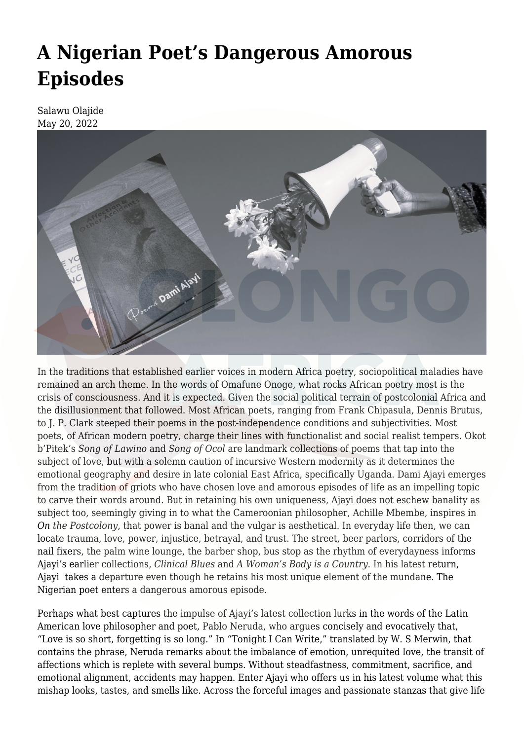# A Nigerian Poet's Dangerous Amorous Episodes

Salawu Olajide
May 20, 2022

In the traditions that established earlier voices in modern Africa poetry, sociopolitical maladies have remained an arch theme. In the words of Omafune Onoge, what rocks African poetry most is the crisis of consciousness. And it is expected. Given the social political terrain of postcolonial Africa and the disillusionment that followed. Most African poets, ranging from Frank Chipasula, Dennis Brutus, to J. P. Clark steeped their poems in the post-independence conditions and subjectivities. Most poets, of African modern poetry, charge their lines with functionalist and social realist tempers. Okot b'Pitek's *Song of Lawino* and *Song of Ocol* are landmark collections of poems that tap into the subject of love, but with a solemn caution of incursive Western modernity as it determines the emotional geography and desire in late colonial East Africa, specifically Uganda. Dami Ajayi emerges from the tradition of griots who have chosen love and amorous episodes of life as an impelling topic to carve their words around. But in retaining his own uniqueness, Ajayi does not eschew banality as subject too, seemingly giving in to what the Cameroonian philosopher, Achille Mbembe, inspires in *On the Postcolony*, that power is banal and the vulgar is aesthetical. In everyday life then, we can locate trauma, love, power, injustice, betrayal, and trust. The street, beer parlors, corridors of the nail fixers, the palm wine lounge, the barber shop, bus stop as the rhythm of everydayness informs Ajayi's earlier collections, *Clinical Blues* and *A Woman's Body is a Country*. In his latest return, Ajayi takes a departure even though he retains his most unique element of the mundane. The Nigerian poet enters a dangerous amorous episode.

Perhaps what best captures the impulse of Ajayi's latest collection lurks in the words of the Latin American love philosopher and poet, Pablo Neruda, who argues concisely and evocatively that, "Love is so short, forgetting is so long." In "Tonight I Can Write," translated by W. S Merwin, that contains the phrase, Neruda remarks about the imbalance of emotion, unrequited love, the transit of affections which is replete with several bumps. Without steadfastness, commitment, sacrifice, and emotional alignment, accidents may happen. Enter Ajayi who offers us in his latest volume what this mishap looks, tastes, and smells like. Across the forceful images and passionate stanzas that give life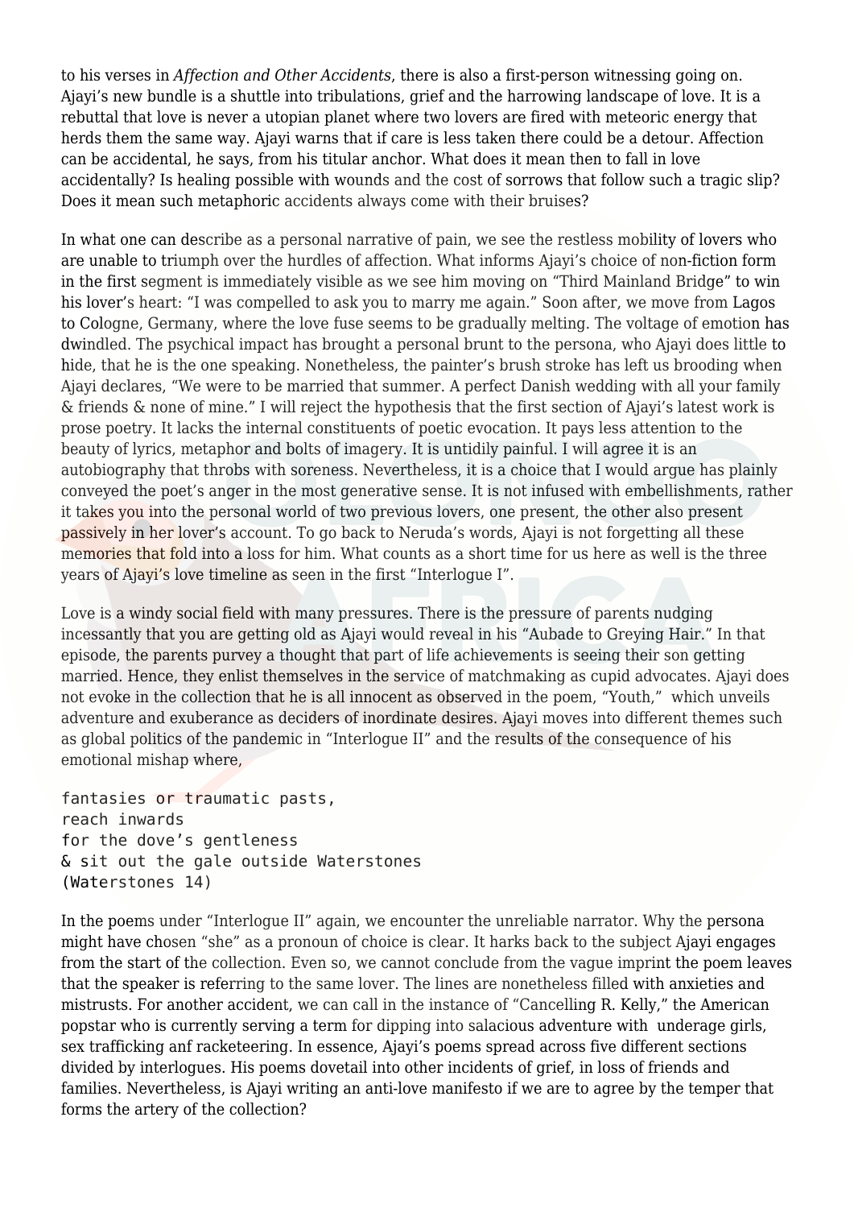to his verses in *Affection and Other Accidents*, there is also a first-person witnessing going on. Ajayi's new bundle is a shuttle into tribulations, grief and the harrowing landscape of love. It is a rebuttal that love is never a utopian planet where two lovers are fired with meteoric energy that herds them the same way. Ajayi warns that if care is less taken there could be a detour. Affection can be accidental, he says, from his titular anchor. What does it mean then to fall in love accidentally? Is healing possible with wounds and the cost of sorrows that follow such a tragic slip? Does it mean such metaphoric accidents always come with their bruises?

In what one can describe as a personal narrative of pain, we see the restless mobility of lovers who are unable to triumph over the hurdles of affection. What informs Ajayi's choice of non-fiction form in the first segment is immediately visible as we see him moving on "Third Mainland Bridge" to win his lover's heart: "I was compelled to ask you to marry me again." Soon after, we move from Lagos to Cologne, Germany, where the love fuse seems to be gradually melting. The voltage of emotion has dwindled. The psychical impact has brought a personal brunt to the persona, who Ajayi does little to hide, that he is the one speaking. Nonetheless, the painter's brush stroke has left us brooding when Ajayi declares, "We were to be married that summer. A perfect Danish wedding with all your family & friends & none of mine." I will reject the hypothesis that the first section of Ajayi's latest work is prose poetry. It lacks the internal constituents of poetic evocation. It pays less attention to the beauty of lyrics, metaphor and bolts of imagery. It is untidily painful. I will agree it is an autobiography that throbs with soreness. Nevertheless, it is a choice that I would argue has plainly conveyed the poet's anger in the most generative sense. It is not infused with embellishments, rather it takes you into the personal world of two previous lovers, one present, the other also present passively in her lover's account. To go back to Neruda's words, Ajayi is not forgetting all these memories that fold into a loss for him. What counts as a short time for us here as well is the three years of Ajayi's love timeline as seen in the first "Interlogue I".

Love is a windy social field with many pressures. There is the pressure of parents nudging incessantly that you are getting old as Ajayi would reveal in his "Aubade to Greying Hair." In that episode, the parents purvey a thought that part of life achievements is seeing their son getting married. Hence, they enlist themselves in the service of matchmaking as cupid advocates. Ajayi does not evoke in the collection that he is all innocent as observed in the poem, "Youth," which unveils adventure and exuberance as deciders of inordinate desires. Ajayi moves into different themes such as global politics of the pandemic in "Interlogue II" and the results of the consequence of his emotional mishap where,

```
fantasies or traumatic pasts,
reach inwards
for the dove's gentleness
& sit out the gale outside Waterstones
(Waterstones 14)
```

In the poems under "Interlogue II" again, we encounter the unreliable narrator. Why the persona might have chosen "she" as a pronoun of choice is clear. It harks back to the subject Ajayi engages from the start of the collection. Even so, we cannot conclude from the vague imprint the poem leaves that the speaker is referring to the same lover. The lines are nonetheless filled with anxieties and mistrusts. For another accident, we can call in the instance of "Cancelling R. Kelly," the American popstar who is currently serving a term for dipping into salacious adventure with underage girls, sex trafficking anf racketeering. In essence, Ajayi's poems spread across five different sections divided by interlogues. His poems dovetail into other incidents of grief, in loss of friends and families. Nevertheless, is Ajayi writing an anti-love manifesto if we are to agree by the temper that forms the artery of the collection?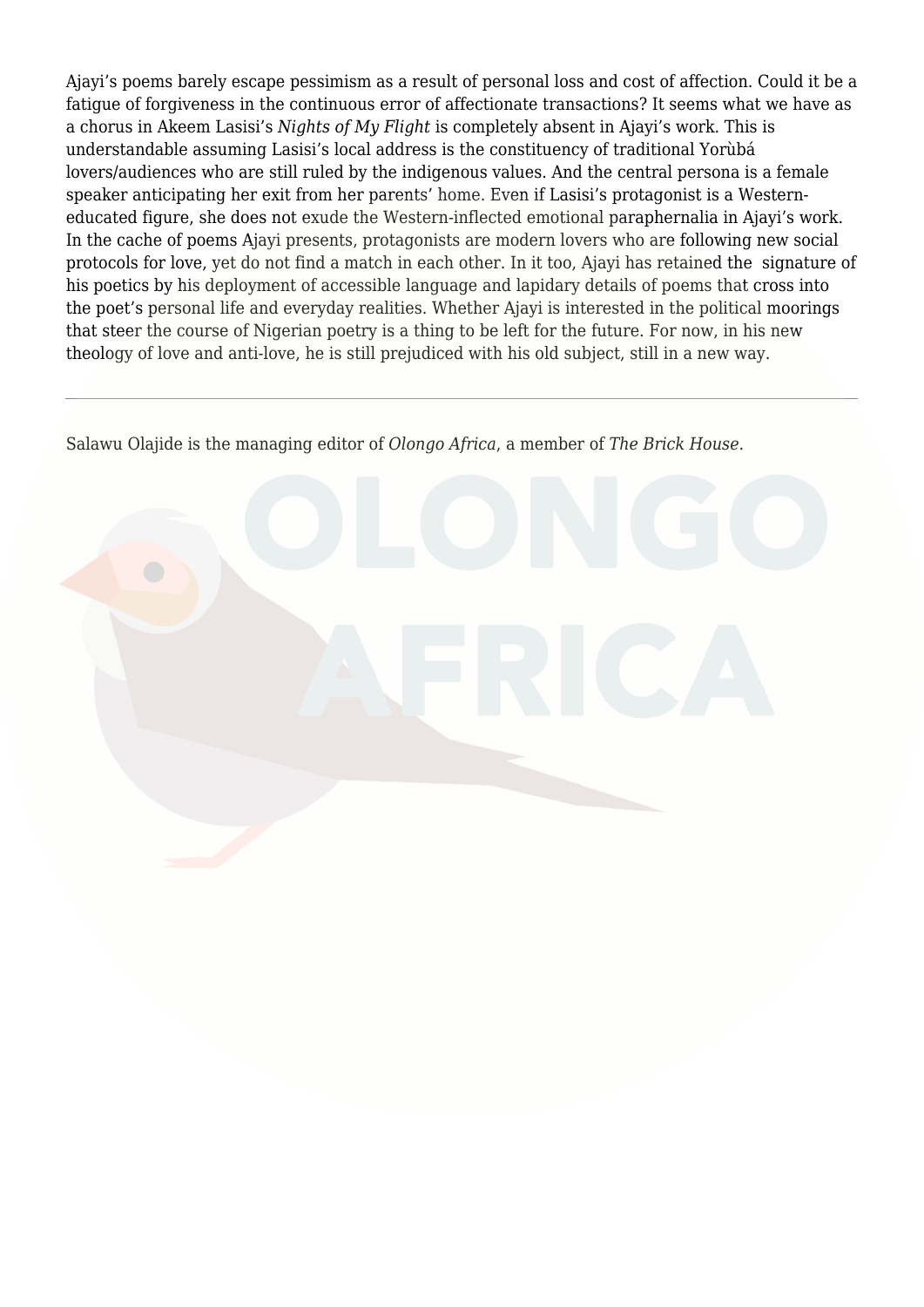Ajayi's poems barely escape pessimism as a result of personal loss and cost of affection. Could it be a fatigue of forgiveness in the continuous error of affectionate transactions? It seems what we have as a chorus in Akeem Lasisi's *Nights of My Flight* is completely absent in Ajayi's work. This is understandable assuming Lasisi's local address is the constituency of traditional Yorùbá lovers/audiences who are still ruled by the indigenous values. And the central persona is a female speaker anticipating her exit from her parents' home. Even if Lasisi's protagonist is a Western-educated figure, she does not exude the Western-inflected emotional paraphernalia in Ajayi's work. In the cache of poems Ajayi presents, protagonists are modern lovers who are following new social protocols for love, yet do not find a match in each other. In it too, Ajayi has retained the signature of his poetics by his deployment of accessible language and lapidary details of poems that cross into the poet's personal life and everyday realities. Whether Ajayi is interested in the political moorings that steer the course of Nigerian poetry is a thing to be left for the future. For now, in his new theology of love and anti-love, he is still prejudiced with his old subject, still in a new way.

---

Salawu Olajide is the managing editor of *Olongo Africa*, a member of *The Brick House*.